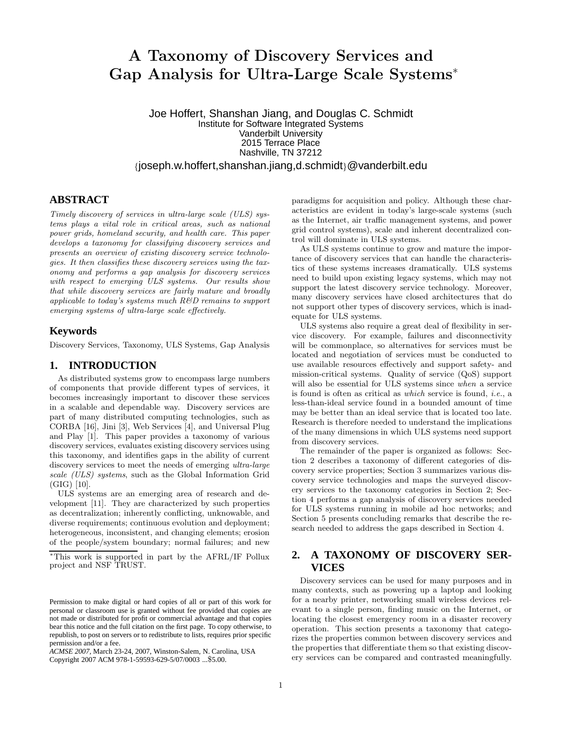# A Taxonomy of Discovery Services and Gap Analysis for Ultra-Large Scale Systems*

Joe Hoffert, Shanshan Jiang, and Douglas C. Schmidt
Institute for Software Integrated Systems
Vanderbilt University
2015 Terrace Place
Nashville, TN 37212
{joseph.w.hoffert,shanshan.jiang,d.schmidt}@vanderbilt.edu

## ABSTRACT

*Timely discovery of services in ultra-large scale (ULS) systems plays a vital role in critical areas, such as national power grids, homeland security, and health care. This paper develops a taxonomy for classifying discovery services and presents an overview of existing discovery service technologies. It then classifies these discovery services using the taxonomy and performs a gap analysis for discovery services with respect to emerging ULS systems. Our results show that while discovery services are fairly mature and broadly applicable to today's systems much R&D remains to support emerging systems of ultra-large scale effectively.*

## Keywords

Discovery Services, Taxonomy, ULS Systems, Gap Analysis

## 1. INTRODUCTION

As distributed systems grow to encompass large numbers of components that provide different types of services, it becomes increasingly important to discover these services in a scalable and dependable way. Discovery services are part of many distributed computing technologies, such as CORBA [16], Jini [3], Web Services [4], and Universal Plug and Play [1]. This paper provides a taxonomy of various discovery services, evaluates existing discovery services using this taxonomy, and identifies gaps in the ability of current discovery services to meet the needs of emerging *ultra-large scale (ULS) systems*, such as the Global Information Grid (GIG) [10].

ULS systems are an emerging area of research and development [11]. They are characterized by such properties as decentralization; inherently conflicting, unknowable, and diverse requirements; continuous evolution and deployment; heterogeneous, inconsistent, and changing elements; erosion of the people/system boundary; normal failures; and new paradigms for acquisition and policy. Although these characteristics are evident in today's large-scale systems (such as the Internet, air traffic management systems, and power grid control systems), scale and inherent decentralized control will dominate in ULS systems.

As ULS systems continue to grow and mature the importance of discovery services that can handle the characteristics of these systems increases dramatically. ULS systems need to build upon existing legacy systems, which may not support the latest discovery service technology. Moreover, many discovery services have closed architectures that do not support other types of discovery services, which is inadequate for ULS systems.

ULS systems also require a great deal of flexibility in service discovery. For example, failures and disconnectivity will be commonplace, so alternatives for services must be located and negotiation of services must be conducted to use available resources effectively and support safety- and mission-critical systems. Quality of service (QoS) support will also be essential for ULS systems since *when* a service is found is often as critical as *which* service is found, *i.e.*, a less-than-ideal service found in a bounded amount of time may be better than an ideal service that is located too late. Research is therefore needed to understand the implications of the many dimensions in which ULS systems need support from discovery services.

The remainder of the paper is organized as follows: Section 2 describes a taxonomy of different categories of discovery service properties; Section 3 summarizes various discovery service technologies and maps the surveyed discovery services to the taxonomy categories in Section 2; Section 4 performs a gap analysis of discovery services needed for ULS systems running in mobile ad hoc networks; and Section 5 presents concluding remarks that describe the research needed to address the gaps described in Section 4.

## 2. A TAXONOMY OF DISCOVERY SERVICES

Discovery services can be used for many purposes and in many contexts, such as powering up a laptop and looking for a nearby printer, networking small wireless devices relevant to a single person, finding music on the Internet, or locating the closest emergency room in a disaster recovery operation. This section presents a taxonomy that categorizes the properties common between discovery services and the properties that differentiate them so that existing discovery services can be compared and contrasted meaningfully.

*This work is supported in part by the AFRL/IF Pollux project and NSF TRUST.

Permission to make digital or hard copies of all or part of this work for personal or classroom use is granted without fee provided that copies are not made or distributed for profit or commercial advantage and that copies bear this notice and the full citation on the first page. To copy otherwise, to republish, to post on servers or to redistribute to lists, requires prior specific permission and/or a fee.
*ACMSE 2007*, March 23-24, 2007, Winston-Salem, N. Carolina, USA
Copyright 2007 ACM 978-1-59593-629-5/07/0003 ...$5.00.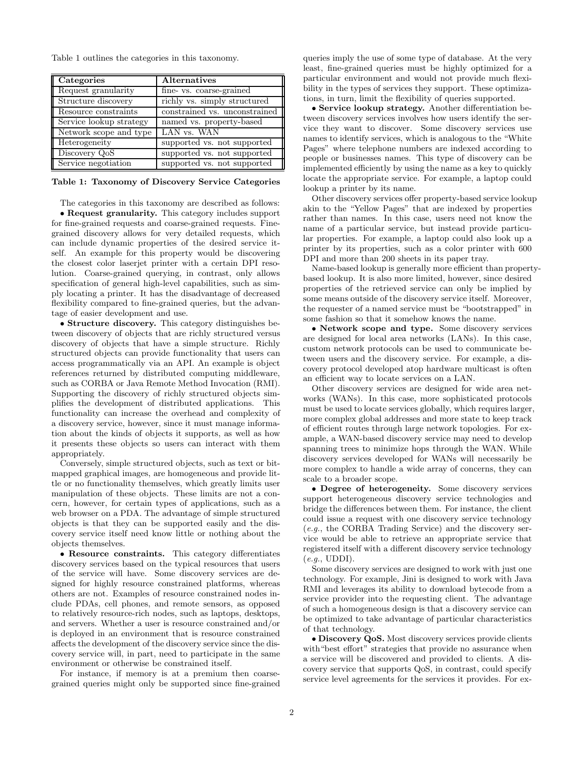Table 1 outlines the categories in this taxonomy.

| Categories | Alternatives |
|---|---|
| Request granularity | fine- vs. coarse-grained |
| Structure discovery | richly vs. simply structured |
| Resource constraints | constrained vs. unconstrained |
| Service lookup strategy | named vs. property-based |
| Network scope and type | LAN vs. WAN |
| Heterogeneity | supported vs. not supported |
| Discovery QoS | supported vs. not supported |
| Service negotiation | supported vs. not supported |

**Table 1: Taxonomy of Discovery Service Categories**

The categories in this taxonomy are described as follows:

• **Request granularity.** This category includes support for fine-grained requests and coarse-grained requests. Fine-grained discovery allows for very detailed requests, which can include dynamic properties of the desired service itself. An example for this property would be discovering the closest color laserjet printer with a certain DPI resolution. Coarse-grained querying, in contrast, only allows specification of general high-level capabilities, such as simply locating a printer. It has the disadvantage of decreased flexibility compared to fine-grained queries, but the advantage of easier development and use.

• **Structure discovery.** This category distinguishes between discovery of objects that are richly structured versus discovery of objects that have a simple structure. Richly structured objects can provide functionality that users can access programmatically via an API. An example is object references returned by distributed computing middleware, such as CORBA or Java Remote Method Invocation (RMI). Supporting the discovery of richly structured objects simplifies the development of distributed applications. This functionality can increase the overhead and complexity of a discovery service, however, since it must manage information about the kinds of objects it supports, as well as how it presents these objects so users can interact with them appropriately.

Conversely, simple structured objects, such as text or bitmapped graphical images, are homogeneous and provide little or no functionality themselves, which greatly limits user manipulation of these objects. These limits are not a concern, however, for certain types of applications, such as a web browser on a PDA. The advantage of simple structured objects is that they can be supported easily and the discovery service itself need know little or nothing about the objects themselves.

• **Resource constraints.** This category differentiates discovery services based on the typical resources that users of the service will have. Some discovery services are designed for highly resource constrained platforms, whereas others are not. Examples of resource constrained nodes include PDAs, cell phones, and remote sensors, as opposed to relatively resource-rich nodes, such as laptops, desktops, and servers. Whether a user is resource constrained and/or is deployed in an environment that is resource constrained affects the development of the discovery service since the discovery service will, in part, need to participate in the same environment or otherwise be constrained itself.

For instance, if memory is at a premium then coarse-grained queries might only be supported since fine-grained queries imply the use of some type of database. At the very least, fine-grained queries must be highly optimized for a particular environment and would not provide much flexibility in the types of services they support. These optimizations, in turn, limit the flexibility of queries supported.

• **Service lookup strategy.** Another differentiation between discovery services involves how users identify the service they want to discover. Some discovery services use names to identify services, which is analogous to the "White Pages" where telephone numbers are indexed according to people or businesses names. This type of discovery can be implemented efficiently by using the name as a key to quickly locate the appropriate service. For example, a laptop could lookup a printer by its name.

Other discovery services offer property-based service lookup akin to the "Yellow Pages" that are indexed by properties rather than names. In this case, users need not know the name of a particular service, but instead provide particular properties. For example, a laptop could also look up a printer by its properties, such as a color printer with 600 DPI and more than 200 sheets in its paper tray.

Name-based lookup is generally more efficient than property-based lookup. It is also more limited, however, since desired properties of the retrieved service can only be implied by some means outside of the discovery service itself. Moreover, the requester of a named service must be "bootstrapped" in some fashion so that it somehow knows the name.

• **Network scope and type.** Some discovery services are designed for local area networks (LANs). In this case, custom network protocols can be used to communicate between users and the discovery service. For example, a discovery protocol developed atop hardware multicast is often an efficient way to locate services on a LAN.

Other discovery services are designed for wide area networks (WANs). In this case, more sophisticated protocols must be used to locate services globally, which requires larger, more complex global addresses and more state to keep track of efficient routes through large network topologies. For example, a WAN-based discovery service may need to develop spanning trees to minimize hops through the WAN. While discovery services developed for WANs will necessarily be more complex to handle a wide array of concerns, they can scale to a broader scope.

• **Degree of heterogeneity.** Some discovery services support heterogeneous discovery service technologies and bridge the differences between them. For instance, the client could issue a request with one discovery service technology (*e.g.*, the CORBA Trading Service) and the discovery service would be able to retrieve an appropriate service that registered itself with a different discovery service technology (*e.g.*, UDDI).

Some discovery services are designed to work with just one technology. For example, Jini is designed to work with Java RMI and leverages its ability to download bytecode from a service provider into the requesting client. The advantage of such a homogeneous design is that a discovery service can be optimized to take advantage of particular characteristics of that technology.

• **Discovery QoS.** Most discovery services provide clients with "best effort" strategies that provide no assurance when a service will be discovered and provided to clients. A discovery service that supports QoS, in contrast, could specify service level agreements for the services it provides. For ex-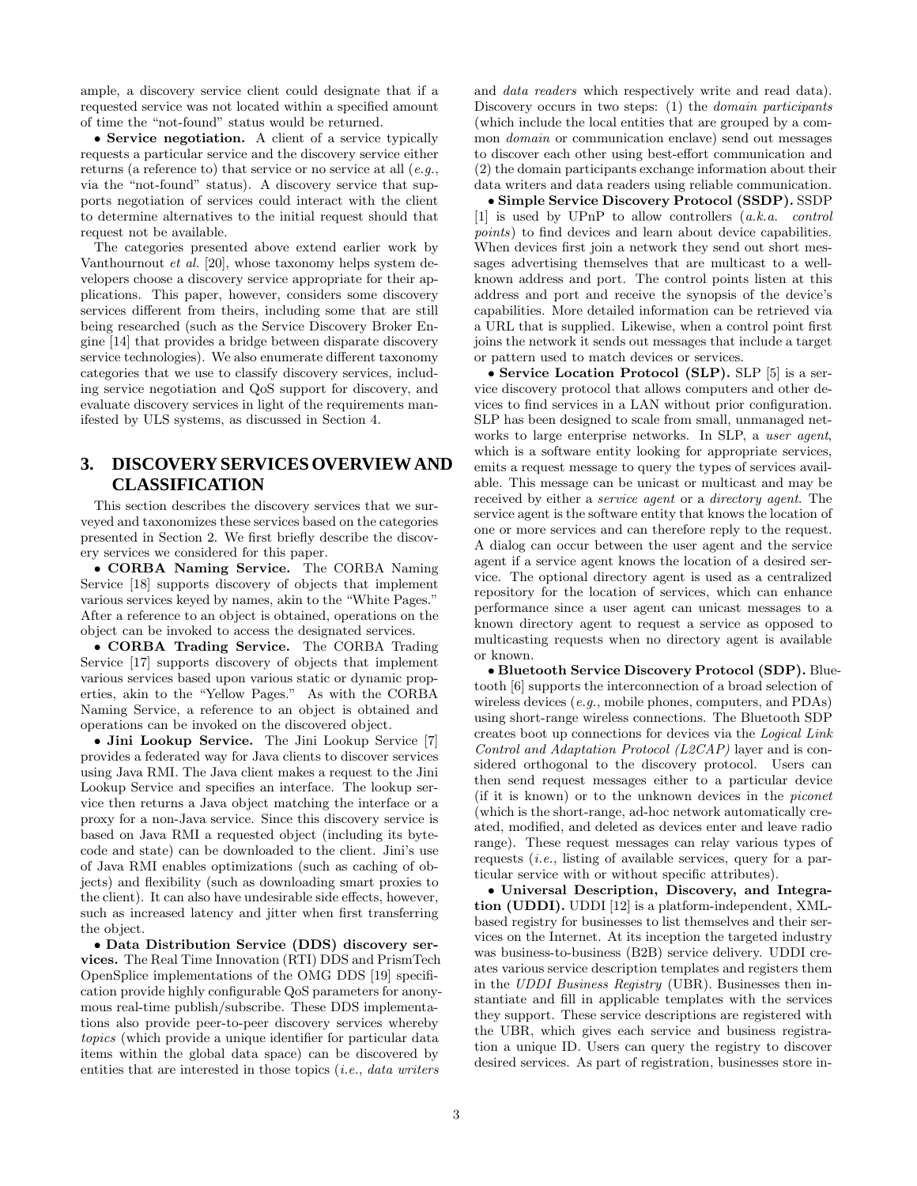ample, a discovery service client could designate that if a requested service was not located within a specified amount of time the "not-found" status would be returned.

- **Service negotiation.** A client of a service typically requests a particular service and the discovery service either returns (a reference to) that service or no service at all (*e.g.*, via the "not-found" status). A discovery service that supports negotiation of services could interact with the client to determine alternatives to the initial request should that request not be available.

The categories presented above extend earlier work by Vanthournout *et al.* [20], whose taxonomy helps system developers choose a discovery service appropriate for their applications. This paper, however, considers some discovery services different from theirs, including some that are still being researched (such as the Service Discovery Broker Engine [14] that provides a bridge between disparate discovery service technologies). We also enumerate different taxonomy categories that we use to classify discovery services, including service negotiation and QoS support for discovery, and evaluate discovery services in light of the requirements manifested by ULS systems, as discussed in Section 4.

## 3. DISCOVERY SERVICES OVERVIEW AND CLASSIFICATION

This section describes the discovery services that we surveyed and taxonomizes these services based on the categories presented in Section 2. We first briefly describe the discovery services we considered for this paper.

- **CORBA Naming Service.** The CORBA Naming Service [18] supports discovery of objects that implement various services keyed by names, akin to the "White Pages." After a reference to an object is obtained, operations on the object can be invoked to access the designated services.

- **CORBA Trading Service.** The CORBA Trading Service [17] supports discovery of objects that implement various services based upon various static or dynamic properties, akin to the "Yellow Pages." As with the CORBA Naming Service, a reference to an object is obtained and operations can be invoked on the discovered object.

- **Jini Lookup Service.** The Jini Lookup Service [7] provides a federated way for Java clients to discover services using Java RMI. The Java client makes a request to the Jini Lookup Service and specifies an interface. The lookup service then returns a Java object matching the interface or a proxy for a non-Java service. Since this discovery service is based on Java RMI a requested object (including its bytecode and state) can be downloaded to the client. Jini's use of Java RMI enables optimizations (such as caching of objects) and flexibility (such as downloading smart proxies to the client). It can also have undesirable side effects, however, such as increased latency and jitter when first transferring the object.

- **Data Distribution Service (DDS) discovery services.** The Real Time Innovation (RTI) DDS and PrismTech OpenSplice implementations of the OMG DDS [19] specification provide highly configurable QoS parameters for anonymous real-time publish/subscribe. These DDS implementations also provide peer-to-peer discovery services whereby *topics* (which provide a unique identifier for particular data items within the global data space) can be discovered by entities that are interested in those topics (*i.e.*, *data writers* and *data readers* which respectively write and read data). Discovery occurs in two steps: (1) the *domain participants* (which include the local entities that are grouped by a common *domain* or communication enclave) send out messages to discover each other using best-effort communication and (2) the domain participants exchange information about their data writers and data readers using reliable communication.

- **Simple Service Discovery Protocol (SSDP).** SSDP [1] is used by UPnP to allow controllers (*a.k.a. control points*) to find devices and learn about device capabilities. When devices first join a network they send out short messages advertising themselves that are multicast to a well-known address and port. The control points listen at this address and port and receive the synopsis of the device's capabilities. More detailed information can be retrieved via a URL that is supplied. Likewise, when a control point first joins the network it sends out messages that include a target or pattern used to match devices or services.

- **Service Location Protocol (SLP).** SLP [5] is a service discovery protocol that allows computers and other devices to find services in a LAN without prior configuration. SLP has been designed to scale from small, unmanaged networks to large enterprise networks. In SLP, a *user agent*, which is a software entity looking for appropriate services, emits a request message to query the types of services available. This message can be unicast or multicast and may be received by either a *service agent* or a *directory agent*. The service agent is the software entity that knows the location of one or more services and can therefore reply to the request. A dialog can occur between the user agent and the service agent if a service agent knows the location of a desired service. The optional directory agent is used as a centralized repository for the location of services, which can enhance performance since a user agent can unicast messages to a known directory agent to request a service as opposed to multicasting requests when no directory agent is available or known.

- **Bluetooth Service Discovery Protocol (SDP).** Bluetooth [6] supports the interconnection of a broad selection of wireless devices (*e.g.*, mobile phones, computers, and PDAs) using short-range wireless connections. The Bluetooth SDP creates boot up connections for devices via the *Logical Link Control and Adaptation Protocol (L2CAP)* layer and is considered orthogonal to the discovery protocol. Users can then send request messages either to a particular device (if it is known) or to the unknown devices in the *piconet* (which is the short-range, ad-hoc network automatically created, modified, and deleted as devices enter and leave radio range). These request messages can relay various types of requests (*i.e.*, listing of available services, query for a particular service with or without specific attributes).

- **Universal Description, Discovery, and Integration (UDDI).** UDDI [12] is a platform-independent, XML-based registry for businesses to list themselves and their services on the Internet. At its inception the targeted industry was business-to-business (B2B) service delivery. UDDI creates various service description templates and registers them in the *UDDI Business Registry* (UBR). Businesses then instantiate and fill in applicable templates with the services they support. These service descriptions are registered with the UBR, which gives each service and business registration a unique ID. Users can query the registry to discover desired services. As part of registration, businesses store in-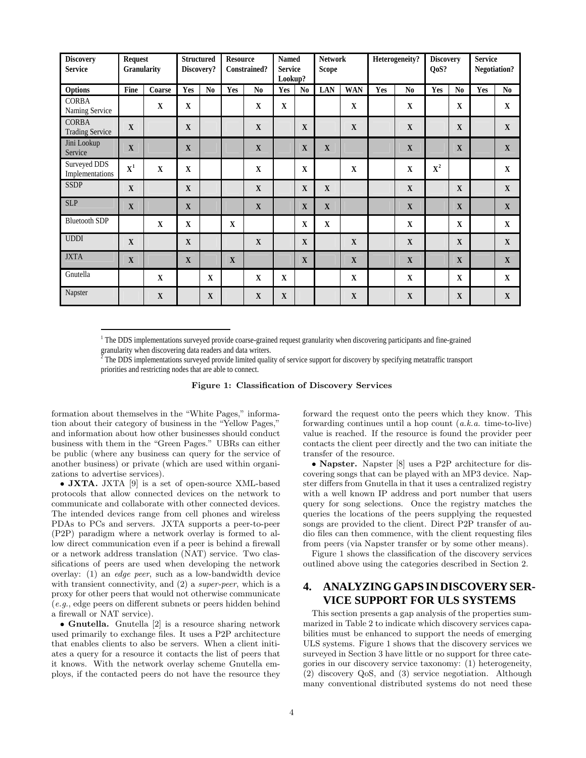| Discovery Service | Request Granularity | | Structured Discovery? | | Resource Constrained? | | Named Service Lookup? | | Network Scope | | Heterogeneity? | | Discovery QoS? | | Service Negotiation? | |
|---|---|---|---|---|---|---|---|---|---|---|---|---|---|---|---|---|
| Options | Fine | Coarse | Yes | No | Yes | No | Yes | No | LAN | WAN | Yes | No | Yes | No | Yes | No |
| CORBA Naming Service | | X | X | | | X | X | | | X | | X | | X | | X |
| CORBA Trading Service | X | | X | | | X | | X | | X | | X | | X | | X |
| Jini Lookup Service | X | | X | | | X | | X | X | | | X | | X | | X |
| Surveyed DDS Implementations | X[1] | X | X | | | X | | X | | X | | X | X[2] | | | X |
| SSDP | X | | X | | | X | | X | X | | | X | | X | | X |
| SLP | X | | X | | | X | | X | X | | | X | | X | | X |
| Bluetooth SDP | | X | X | | X | | | X | X | | | X | | X | | X |
| UDDI | X | | X | | | X | | X | | X | | X | | X | | X |
| JXTA | X | | X | | X | | | X | | X | | X | | X | | X |
| Gnutella | | X | | X | | X | X | | | X | | X | | X | | X |
| Napster | | X | | X | | X | X | | | X | | X | | X | | X |

[1] The DDS implementations surveyed provide coarse-grained request granularity when discovering participants and fine-grained granularity when discovering data readers and data writers.

[2] The DDS implementations surveyed provide limited quality of service support for discovery by specifying metatraffic transport priorities and restricting nodes that are able to connect.

**Figure 1: Classification of Discovery Services**

formation about themselves in the "White Pages," information about their category of business in the "Yellow Pages," and information about how other businesses should conduct business with them in the "Green Pages." UBRs can either be public (where any business can query for the service of another business) or private (which are used within organizations to advertise services).

- **JXTA.** JXTA [9] is a set of open-source XML-based protocols that allow connected devices on the network to communicate and collaborate with other connected devices. The intended devices range from cell phones and wireless PDAs to PCs and servers. JXTA supports a peer-to-peer (P2P) paradigm where a network overlay is formed to allow direct communication even if a peer is behind a firewall or a network address translation (NAT) service. Two classifications of peers are used when developing the network overlay: (1) an *edge peer*, such as a low-bandwidth device with transient connectivity, and (2) a *super-peer*, which is a proxy for other peers that would not otherwise communicate (*e.g.*, edge peers on different subnets or peers hidden behind a firewall or NAT service).

- **Gnutella.** Gnutella [2] is a resource sharing network used primarily to exchange files. It uses a P2P architecture that enables clients to also be servers. When a client initiates a query for a resource it contacts the list of peers that it knows. With the network overlay scheme Gnutella employs, if the contacted peers do not have the resource they forward the request onto the peers which they know. This forwarding continues until a hop count (*a.k.a.* time-to-live) value is reached. If the resource is found the provider peer contacts the client peer directly and the two can initiate the transfer of the resource.

- **Napster.** Napster [8] uses a P2P architecture for discovering songs that can be played with an MP3 device. Napster differs from Gnutella in that it uses a centralized registry with a well known IP address and port number that users query for song selections. Once the registry matches the queries the locations of the peers supplying the requested songs are provided to the client. Direct P2P transfer of audio files can then commence, with the client requesting files from peers (via Napster transfer or by some other means).

Figure 1 shows the classification of the discovery services outlined above using the categories described in Section 2.

## 4. ANALYZING GAPS IN DISCOVERY SERVICE SUPPORT FOR ULS SYSTEMS

This section presents a gap analysis of the properties summarized in Table 2 to indicate which discovery services capabilities must be enhanced to support the needs of emerging ULS systems. Figure 1 shows that the discovery services we surveyed in Section 3 have little or no support for three categories in our discovery service taxonomy: (1) heterogeneity, (2) discovery QoS, and (3) service negotiation. Although many conventional distributed systems do not need these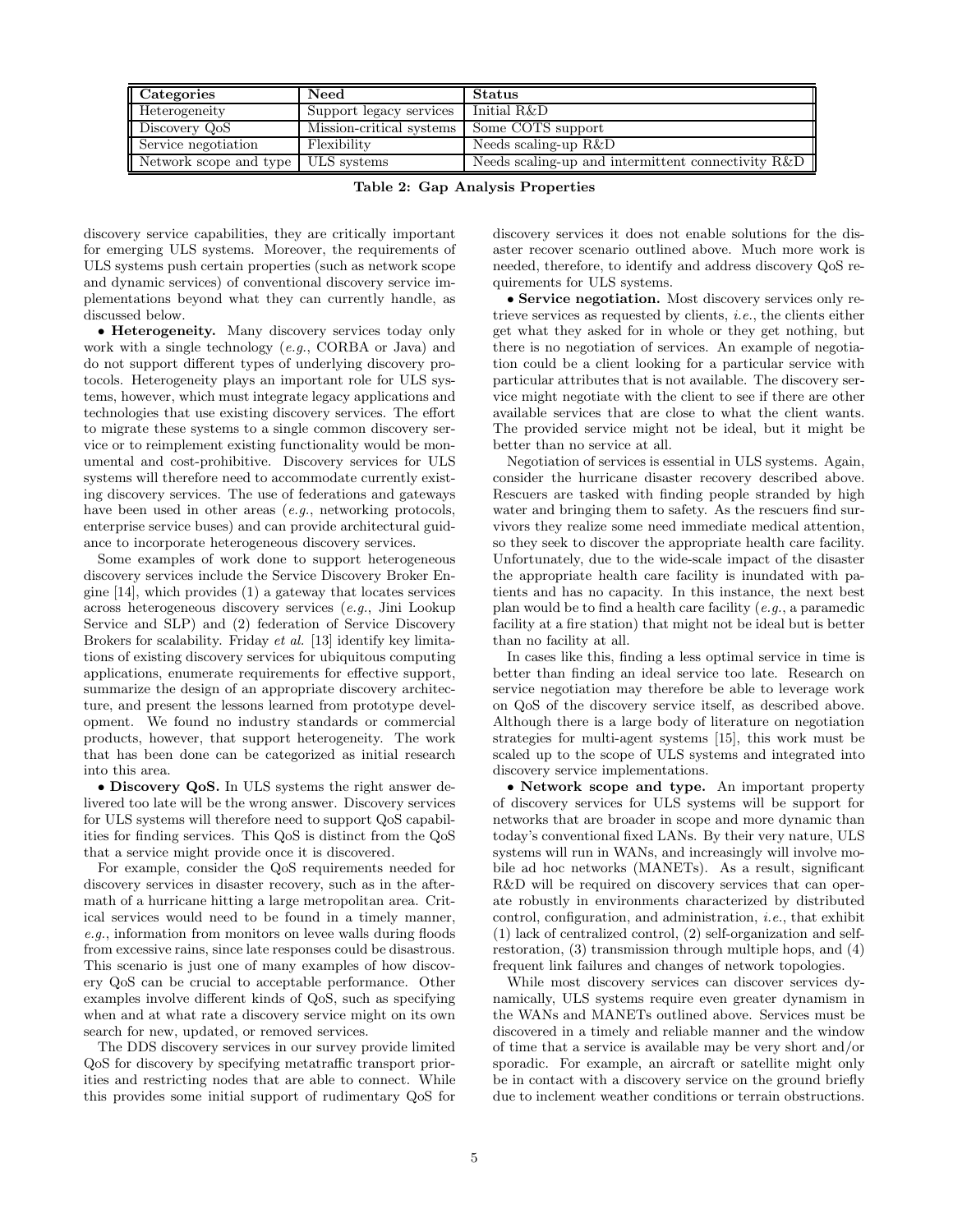| Categories | Need | Status |
|---|---|---|
| Heterogeneity | Support legacy services | Initial R&D |
| Discovery QoS | Mission-critical systems | Some COTS support |
| Service negotiation | Flexibility | Needs scaling-up R&D |
| Network scope and type | ULS systems | Needs scaling-up and intermittent connectivity R&D |

**Table 2: Gap Analysis Properties**

discovery service capabilities, they are critically important for emerging ULS systems. Moreover, the requirements of ULS systems push certain properties (such as network scope and dynamic services) of conventional discovery service implementations beyond what they can currently handle, as discussed below.

• **Heterogeneity.** Many discovery services today only work with a single technology (*e.g.*, CORBA or Java) and do not support different types of underlying discovery protocols. Heterogeneity plays an important role for ULS systems, however, which must integrate legacy applications and technologies that use existing discovery services. The effort to migrate these systems to a single common discovery service or to reimplement existing functionality would be monumental and cost-prohibitive. Discovery services for ULS systems will therefore need to accommodate currently existing discovery services. The use of federations and gateways have been used in other areas (*e.g.*, networking protocols, enterprise service buses) and can provide architectural guidance to incorporate heterogeneous discovery services.

Some examples of work done to support heterogeneous discovery services include the Service Discovery Broker Engine [14], which provides (1) a gateway that locates services across heterogeneous discovery services (*e.g.*, Jini Lookup Service and SLP) and (2) federation of Service Discovery Brokers for scalability. Friday *et al.* [13] identify key limitations of existing discovery services for ubiquitous computing applications, enumerate requirements for effective support, summarize the design of an appropriate discovery architecture, and present the lessons learned from prototype development. We found no industry standards or commercial products, however, that support heterogeneity. The work that has been done can be categorized as initial research into this area.

• **Discovery QoS.** In ULS systems the right answer delivered too late will be the wrong answer. Discovery services for ULS systems will therefore need to support QoS capabilities for finding services. This QoS is distinct from the QoS that a service might provide once it is discovered.

For example, consider the QoS requirements needed for discovery services in disaster recovery, such as in the aftermath of a hurricane hitting a large metropolitan area. Critical services would need to be found in a timely manner, *e.g.*, information from monitors on levee walls during floods from excessive rains, since late responses could be disastrous. This scenario is just one of many examples of how discovery QoS can be crucial to acceptable performance. Other examples involve different kinds of QoS, such as specifying when and at what rate a discovery service might on its own search for new, updated, or removed services.

The DDS discovery services in our survey provide limited QoS for discovery by specifying metatraffic transport priorities and restricting nodes that are able to connect. While this provides some initial support of rudimentary QoS for discovery services it does not enable solutions for the disaster recover scenario outlined above. Much more work is needed, therefore, to identify and address discovery QoS requirements for ULS systems.

• **Service negotiation.** Most discovery services only retrieve services as requested by clients, *i.e.*, the clients either get what they asked for in whole or they get nothing, but there is no negotiation of services. An example of negotiation could be a client looking for a particular service with particular attributes that is not available. The discovery service might negotiate with the client to see if there are other available services that are close to what the client wants. The provided service might not be ideal, but it might be better than no service at all.

Negotiation of services is essential in ULS systems. Again, consider the hurricane disaster recovery described above. Rescuers are tasked with finding people stranded by high water and bringing them to safety. As the rescuers find survivors they realize some need immediate medical attention, so they seek to discover the appropriate health care facility. Unfortunately, due to the wide-scale impact of the disaster the appropriate health care facility is inundated with patients and has no capacity. In this instance, the next best plan would be to find a health care facility (*e.g.*, a paramedic facility at a fire station) that might not be ideal but is better than no facility at all.

In cases like this, finding a less optimal service in time is better than finding an ideal service too late. Research on service negotiation may therefore be able to leverage work on QoS of the discovery service itself, as described above. Although there is a large body of literature on negotiation strategies for multi-agent systems [15], this work must be scaled up to the scope of ULS systems and integrated into discovery service implementations.

• **Network scope and type.** An important property of discovery services for ULS systems will be support for networks that are broader in scope and more dynamic than today's conventional fixed LANs. By their very nature, ULS systems will run in WANs, and increasingly will involve mobile ad hoc networks (MANETs). As a result, significant R&D will be required on discovery services that can operate robustly in environments characterized by distributed control, configuration, and administration, *i.e.*, that exhibit (1) lack of centralized control, (2) self-organization and self-restoration, (3) transmission through multiple hops, and (4) frequent link failures and changes of network topologies.

While most discovery services can discover services dynamically, ULS systems require even greater dynamism in the WANs and MANETs outlined above. Services must be discovered in a timely and reliable manner and the window of time that a service is available may be very short and/or sporadic. For example, an aircraft or satellite might only be in contact with a discovery service on the ground briefly due to inclement weather conditions or terrain obstructions.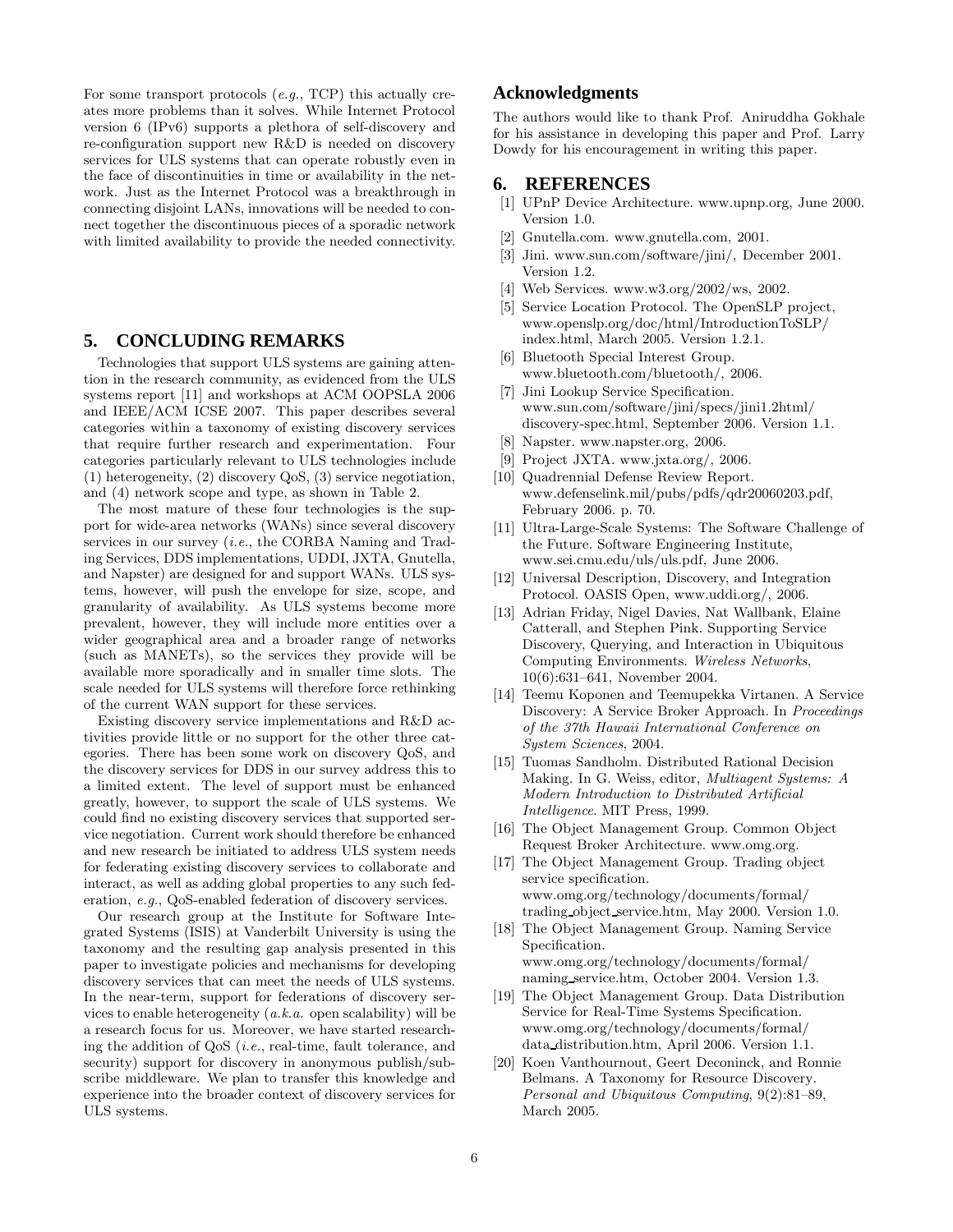For some transport protocols (*e.g.*, TCP) this actually creates more problems than it solves. While Internet Protocol version 6 (IPv6) supports a plethora of self-discovery and re-configuration support new R&D is needed on discovery services for ULS systems that can operate robustly even in the face of discontinuities in time or availability in the network. Just as the Internet Protocol was a breakthrough in connecting disjoint LANs, innovations will be needed to connect together the discontinuous pieces of a sporadic network with limited availability to provide the needed connectivity.

## 5. CONCLUDING REMARKS

Technologies that support ULS systems are gaining attention in the research community, as evidenced from the ULS systems report [11] and workshops at ACM OOPSLA 2006 and IEEE/ACM ICSE 2007. This paper describes several categories within a taxonomy of existing discovery services that require further research and experimentation. Four categories particularly relevant to ULS technologies include (1) heterogeneity, (2) discovery QoS, (3) service negotiation, and (4) network scope and type, as shown in Table 2.

The most mature of these four technologies is the support for wide-area networks (WANs) since several discovery services in our survey (*i.e.*, the CORBA Naming and Trading Services, DDS implementations, UDDI, JXTA, Gnutella, and Napster) are designed for and support WANs. ULS systems, however, will push the envelope for size, scope, and granularity of availability. As ULS systems become more prevalent, however, they will include more entities over a wider geographical area and a broader range of networks (such as MANETs), so the services they provide will be available more sporadically and in smaller time slots. The scale needed for ULS systems will therefore force rethinking of the current WAN support for these services.

Existing discovery service implementations and R&D activities provide little or no support for the other three categories. There has been some work on discovery QoS, and the discovery services for DDS in our survey address this to a limited extent. The level of support must be enhanced greatly, however, to support the scale of ULS systems. We could find no existing discovery services that supported service negotiation. Current work should therefore be enhanced and new research be initiated to address ULS system needs for federating existing discovery services to collaborate and interact, as well as adding global properties to any such federation, *e.g.*, QoS-enabled federation of discovery services.

Our research group at the Institute for Software Integrated Systems (ISIS) at Vanderbilt University is using the taxonomy and the resulting gap analysis presented in this paper to investigate policies and mechanisms for developing discovery services that can meet the needs of ULS systems. In the near-term, support for federations of discovery services to enable heterogeneity (*a.k.a.* open scalability) will be a research focus for us. Moreover, we have started researching the addition of QoS (*i.e.*, real-time, fault tolerance, and security) support for discovery in anonymous publish/subscribe middleware. We plan to transfer this knowledge and experience into the broader context of discovery services for ULS systems.

## Acknowledgments

The authors would like to thank Prof. Aniruddha Gokhale for his assistance in developing this paper and Prof. Larry Dowdy for his encouragement in writing this paper.

## 6. REFERENCES

[1] UPnP Device Architecture. www.upnp.org, June 2000. Version 1.0.

[2] Gnutella.com. www.gnutella.com, 2001.

[3] Jini. www.sun.com/software/jini/, December 2001. Version 1.2.

[4] Web Services. www.w3.org/2002/ws, 2002.

[5] Service Location Protocol. The OpenSLP project, www.openslp.org/doc/html/IntroductionToSLP/index.html, March 2005. Version 1.2.1.

[6] Bluetooth Special Interest Group. www.bluetooth.com/bluetooth/, 2006.

[7] Jini Lookup Service Specification. www.sun.com/software/jini/specs/jini1.2html/discovery-spec.html, September 2006. Version 1.1.

[8] Napster. www.napster.org, 2006.

[9] Project JXTA. www.jxta.org/, 2006.

[10] Quadrennial Defense Review Report. www.defenselink.mil/pubs/pdfs/qdr20060203.pdf, February 2006. p. 70.

[11] Ultra-Large-Scale Systems: The Software Challenge of the Future. Software Engineering Institute, www.sei.cmu.edu/uls/uls.pdf, June 2006.

[12] Universal Description, Discovery, and Integration Protocol. OASIS Open, www.uddi.org/, 2006.

[13] Adrian Friday, Nigel Davies, Nat Wallbank, Elaine Catterall, and Stephen Pink. Supporting Service Discovery, Querying, and Interaction in Ubiquitous Computing Environments. *Wireless Networks*, 10(6):631–641, November 2004.

[14] Teemu Koponen and Teemupekka Virtanen. A Service Discovery: A Service Broker Approach. In *Proceedings of the 37th Hawaii International Conference on System Sciences*, 2004.

[15] Tuomas Sandholm. Distributed Rational Decision Making. In G. Weiss, editor, *Multiagent Systems: A Modern Introduction to Distributed Artificial Intelligence*. MIT Press, 1999.

[16] The Object Management Group. Common Object Request Broker Architecture. www.omg.org.

[17] The Object Management Group. Trading object service specification. www.omg.org/technology/documents/formal/trading_object_service.htm, May 2000. Version 1.0.

[18] The Object Management Group. Naming Service Specification. www.omg.org/technology/documents/formal/naming_service.htm, October 2004. Version 1.3.

[19] The Object Management Group. Data Distribution Service for Real-Time Systems Specification. www.omg.org/technology/documents/formal/data_distribution.htm, April 2006. Version 1.1.

[20] Koen Vanthournout, Geert Deconinck, and Ronnie Belmans. A Taxonomy for Resource Discovery. *Personal and Ubiquitous Computing*, 9(2):81–89, March 2005.